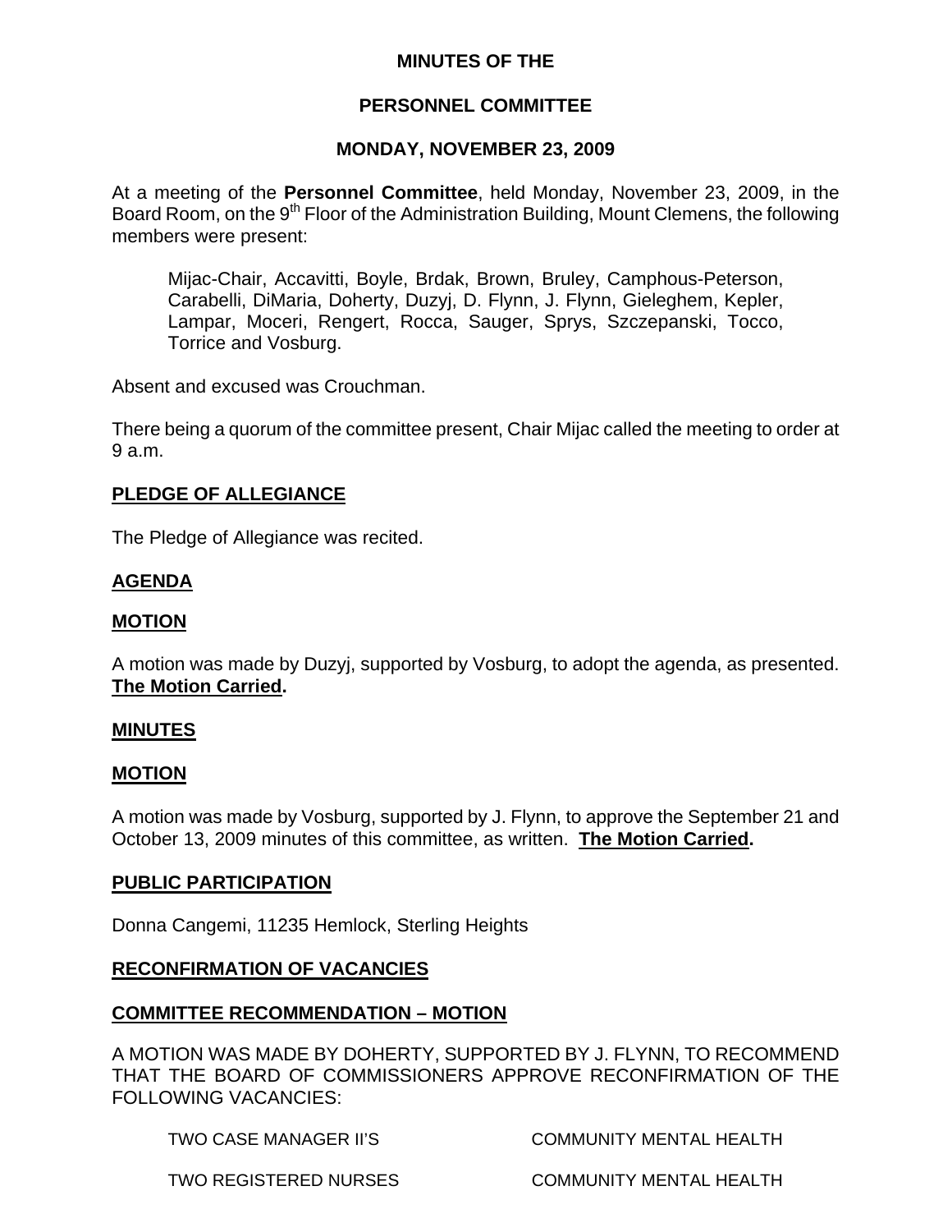# MINUTES OF THE

## PERSONNEL COMMITTEE

### MONDAY, NOVEMBER 23, 2009

At a meeting of the **Personnel Committee**, held Monday, November 23, 2009, in the Board Room, on the 9th Floor of the Administration Building, Mount Clemens, the following members were present:

> Mijac-Chair, Accavitti, Boyle, Brdak, Brown, Bruley, Camphous-Peterson, Carabelli, DiMaria, Doherty, Duzyj, D. Flynn, J. Flynn, Gieleghem, Kepler, Lampar, Moceri, Rengert, Rocca, Sauger, Sprys, Szczepanski, Tocco, Torrice and Vosburg.

Absent and excused was Crouchman.

There being a quorum of the committee present, Chair Mijac called the meeting to order at 9 a.m.

**PLEDGE OF ALLEGIANCE**

The Pledge of Allegiance was recited.

**AGENDA**

**MOTION**

A motion was made by Duzyj, supported by Vosburg, to adopt the agenda, as presented. **The Motion Carried.**

**MINUTES**

**MOTION**

A motion was made by Vosburg, supported by J. Flynn, to approve the September 21 and October 13, 2009 minutes of this committee, as written. **The Motion Carried.**

**PUBLIC PARTICIPATION**

Donna Cangemi, 11235 Hemlock, Sterling Heights

**RECONFIRMATION OF VACANCIES**

**COMMITTEE RECOMMENDATION – MOTION**

A MOTION WAS MADE BY DOHERTY, SUPPORTED BY J. FLYNN, TO RECOMMEND THAT THE BOARD OF COMMISSIONERS APPROVE RECONFIRMATION OF THE FOLLOWING VACANCIES:

| | |
|---|---|
| TWO CASE MANAGER II'S | COMMUNITY MENTAL HEALTH |
| TWO REGISTERED NURSES | COMMUNITY MENTAL HEALTH |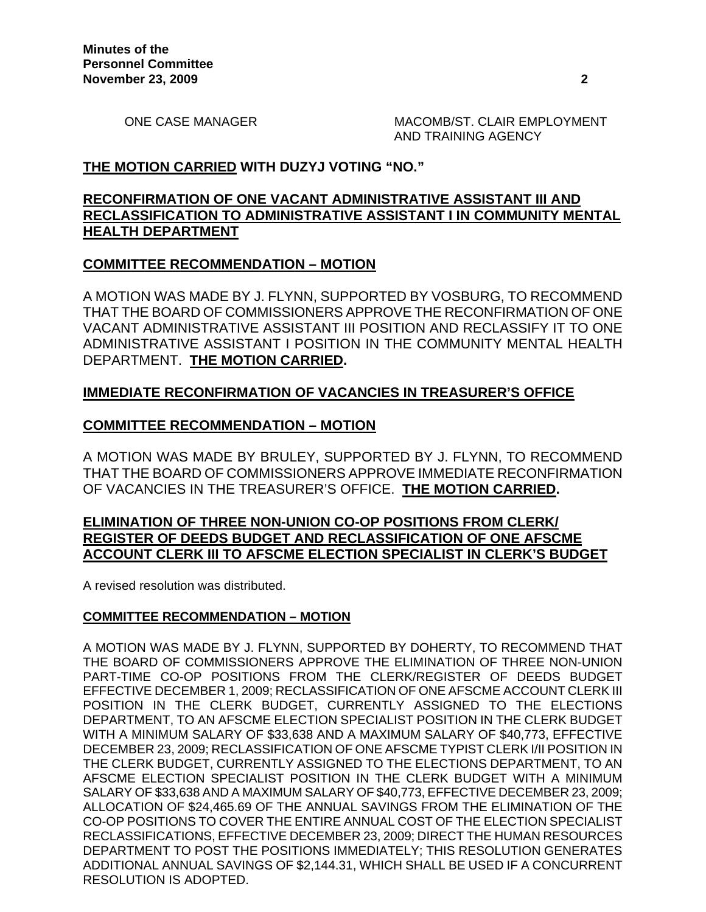ONE CASE MANAGER MACOMB/ST. CLAIR EMPLOYMENT AND TRAINING AGENCY

**<u>THE MOTION CARRIED</u> WITH DUZYJ VOTING "NO."**

## <u>RECONFIRMATION OF ONE VACANT ADMINISTRATIVE ASSISTANT III AND RECLASSIFICATION TO ADMINISTRATIVE ASSISTANT I IN COMMUNITY MENTAL HEALTH DEPARTMENT</u>

### <u>COMMITTEE RECOMMENDATION – MOTION</u>

A MOTION WAS MADE BY J. FLYNN, SUPPORTED BY VOSBURG, TO RECOMMEND THAT THE BOARD OF COMMISSIONERS APPROVE THE RECONFIRMATION OF ONE VACANT ADMINISTRATIVE ASSISTANT III POSITION AND RECLASSIFY IT TO ONE ADMINISTRATIVE ASSISTANT I POSITION IN THE COMMUNITY MENTAL HEALTH DEPARTMENT. **<u>THE MOTION CARRIED</u>.**

## <u>IMMEDIATE RECONFIRMATION OF VACANCIES IN TREASURER'S OFFICE</u>

### <u>COMMITTEE RECOMMENDATION – MOTION</u>

A MOTION WAS MADE BY BRULEY, SUPPORTED BY J. FLYNN, TO RECOMMEND THAT THE BOARD OF COMMISSIONERS APPROVE IMMEDIATE RECONFIRMATION OF VACANCIES IN THE TREASURER'S OFFICE. **<u>THE MOTION CARRIED</u>.**

## <u>ELIMINATION OF THREE NON-UNION CO-OP POSITIONS FROM CLERK/ REGISTER OF DEEDS BUDGET AND RECLASSIFICATION OF ONE AFSCME ACCOUNT CLERK III TO AFSCME ELECTION SPECIALIST IN CLERK'S BUDGET</u>

A revised resolution was distributed.

### <u>COMMITTEE RECOMMENDATION – MOTION</u>

A MOTION WAS MADE BY J. FLYNN, SUPPORTED BY DOHERTY, TO RECOMMEND THAT THE BOARD OF COMMISSIONERS APPROVE THE ELIMINATION OF THREE NON-UNION PART-TIME CO-OP POSITIONS FROM THE CLERK/REGISTER OF DEEDS BUDGET EFFECTIVE DECEMBER 1, 2009; RECLASSIFICATION OF ONE AFSCME ACCOUNT CLERK III POSITION IN THE CLERK BUDGET, CURRENTLY ASSIGNED TO THE ELECTIONS DEPARTMENT, TO AN AFSCME ELECTION SPECIALIST POSITION IN THE CLERK BUDGET WITH A MINIMUM SALARY OF $33,638 AND A MAXIMUM SALARY OF $40,773, EFFECTIVE DECEMBER 23, 2009; RECLASSIFICATION OF ONE AFSCME TYPIST CLERK I/II POSITION IN THE CLERK BUDGET, CURRENTLY ASSIGNED TO THE ELECTIONS DEPARTMENT, TO AN AFSCME ELECTION SPECIALIST POSITION IN THE CLERK BUDGET WITH A MINIMUM SALARY OF $33,638 AND A MAXIMUM SALARY OF $40,773, EFFECTIVE DECEMBER 23, 2009; ALLOCATION OF $24,465.69 OF THE ANNUAL SAVINGS FROM THE ELIMINATION OF THE CO-OP POSITIONS TO COVER THE ENTIRE ANNUAL COST OF THE ELECTION SPECIALIST RECLASSIFICATIONS, EFFECTIVE DECEMBER 23, 2009; DIRECT THE HUMAN RESOURCES DEPARTMENT TO POST THE POSITIONS IMMEDIATELY; THIS RESOLUTION GENERATES ADDITIONAL ANNUAL SAVINGS OF $2,144.31, WHICH SHALL BE USED IF A CONCURRENT RESOLUTION IS ADOPTED.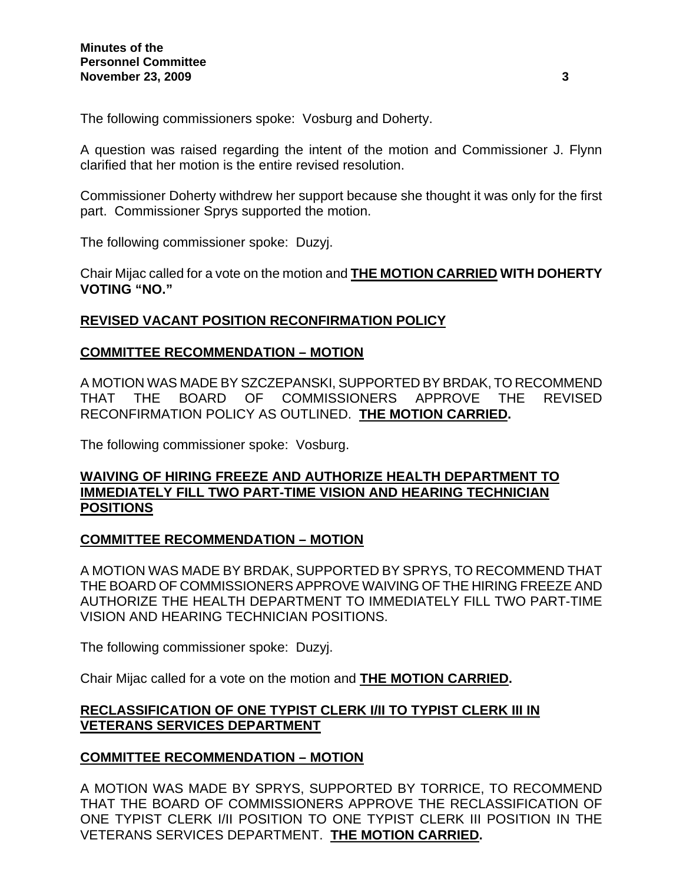The following commissioners spoke: Vosburg and Doherty.

A question was raised regarding the intent of the motion and Commissioner J. Flynn clarified that her motion is the entire revised resolution.

Commissioner Doherty withdrew her support because she thought it was only for the first part. Commissioner Sprys supported the motion.

The following commissioner spoke: Duzyj.

Chair Mijac called for a vote on the motion and **THE MOTION CARRIED WITH DOHERTY VOTING "NO."**

## REVISED VACANT POSITION RECONFIRMATION POLICY

### COMMITTEE RECOMMENDATION – MOTION

A MOTION WAS MADE BY SZCZEPANSKI, SUPPORTED BY BRDAK, TO RECOMMEND THAT THE BOARD OF COMMISSIONERS APPROVE THE REVISED RECONFIRMATION POLICY AS OUTLINED. **THE MOTION CARRIED.**

The following commissioner spoke: Vosburg.

## WAIVING OF HIRING FREEZE AND AUTHORIZE HEALTH DEPARTMENT TO IMMEDIATELY FILL TWO PART-TIME VISION AND HEARING TECHNICIAN POSITIONS

### COMMITTEE RECOMMENDATION – MOTION

A MOTION WAS MADE BY BRDAK, SUPPORTED BY SPRYS, TO RECOMMEND THAT THE BOARD OF COMMISSIONERS APPROVE WAIVING OF THE HIRING FREEZE AND AUTHORIZE THE HEALTH DEPARTMENT TO IMMEDIATELY FILL TWO PART-TIME VISION AND HEARING TECHNICIAN POSITIONS.

The following commissioner spoke: Duzyj.

Chair Mijac called for a vote on the motion and **THE MOTION CARRIED.**

## RECLASSIFICATION OF ONE TYPIST CLERK I/II TO TYPIST CLERK III IN VETERANS SERVICES DEPARTMENT

### COMMITTEE RECOMMENDATION – MOTION

A MOTION WAS MADE BY SPRYS, SUPPORTED BY TORRICE, TO RECOMMEND THAT THE BOARD OF COMMISSIONERS APPROVE THE RECLASSIFICATION OF ONE TYPIST CLERK I/II POSITION TO ONE TYPIST CLERK III POSITION IN THE VETERANS SERVICES DEPARTMENT. **THE MOTION CARRIED.**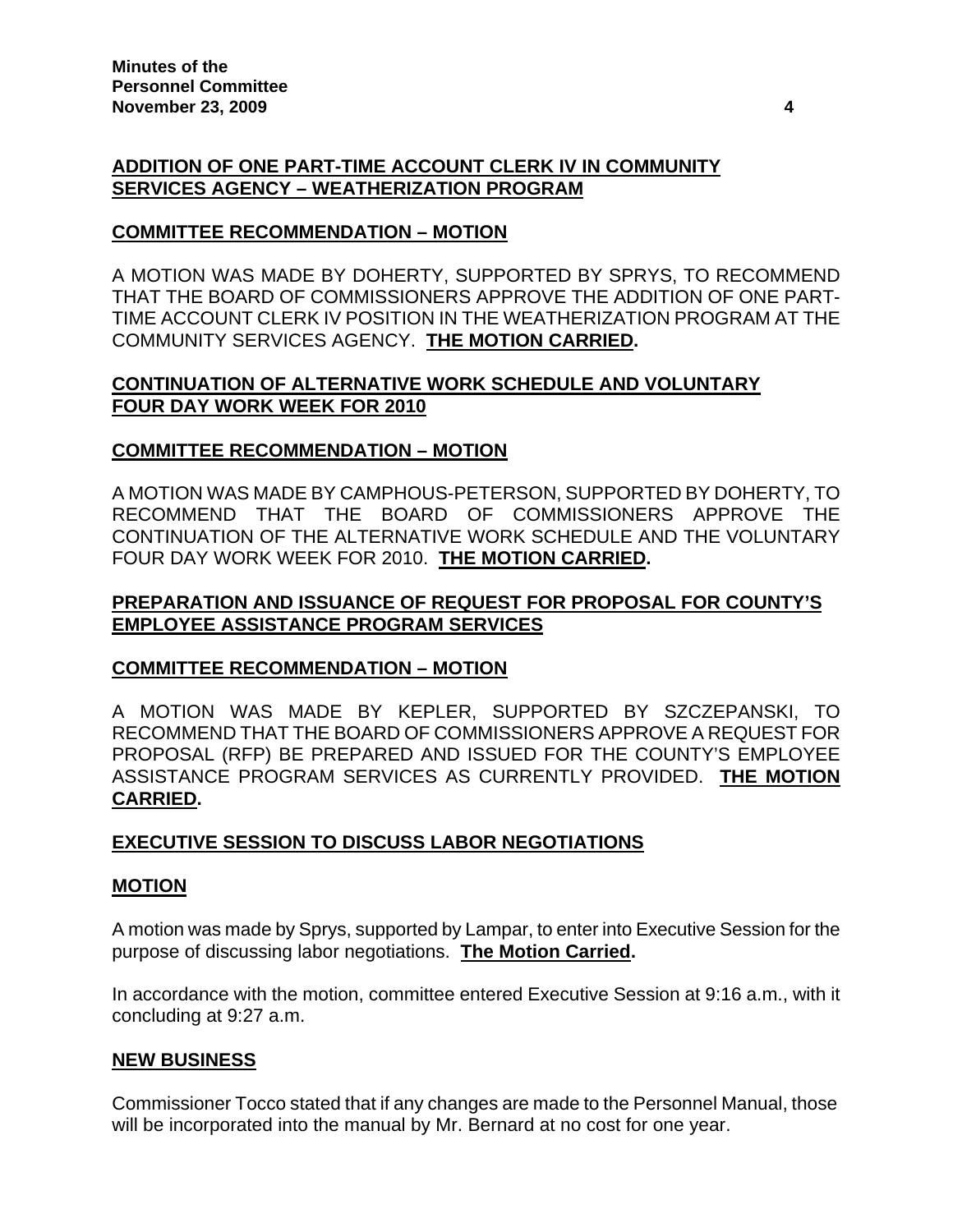**ADDITION OF ONE PART-TIME ACCOUNT CLERK IV IN COMMUNITY SERVICES AGENCY – WEATHERIZATION PROGRAM**

**COMMITTEE RECOMMENDATION – MOTION**

A MOTION WAS MADE BY DOHERTY, SUPPORTED BY SPRYS, TO RECOMMEND THAT THE BOARD OF COMMISSIONERS APPROVE THE ADDITION OF ONE PART-TIME ACCOUNT CLERK IV POSITION IN THE WEATHERIZATION PROGRAM AT THE COMMUNITY SERVICES AGENCY. **THE MOTION CARRIED.**

**CONTINUATION OF ALTERNATIVE WORK SCHEDULE AND VOLUNTARY FOUR DAY WORK WEEK FOR 2010**

**COMMITTEE RECOMMENDATION – MOTION**

A MOTION WAS MADE BY CAMPHOUS-PETERSON, SUPPORTED BY DOHERTY, TO RECOMMEND THAT THE BOARD OF COMMISSIONERS APPROVE THE CONTINUATION OF THE ALTERNATIVE WORK SCHEDULE AND THE VOLUNTARY FOUR DAY WORK WEEK FOR 2010. **THE MOTION CARRIED.**

**PREPARATION AND ISSUANCE OF REQUEST FOR PROPOSAL FOR COUNTY'S EMPLOYEE ASSISTANCE PROGRAM SERVICES**

**COMMITTEE RECOMMENDATION – MOTION**

A MOTION WAS MADE BY KEPLER, SUPPORTED BY SZCZEPANSKI, TO RECOMMEND THAT THE BOARD OF COMMISSIONERS APPROVE A REQUEST FOR PROPOSAL (RFP) BE PREPARED AND ISSUED FOR THE COUNTY'S EMPLOYEE ASSISTANCE PROGRAM SERVICES AS CURRENTLY PROVIDED. **THE MOTION CARRIED.**

**EXECUTIVE SESSION TO DISCUSS LABOR NEGOTIATIONS**

**MOTION**

A motion was made by Sprys, supported by Lampar, to enter into Executive Session for the purpose of discussing labor negotiations. **The Motion Carried.**

In accordance with the motion, committee entered Executive Session at 9:16 a.m., with it concluding at 9:27 a.m.

**NEW BUSINESS**

Commissioner Tocco stated that if any changes are made to the Personnel Manual, those will be incorporated into the manual by Mr. Bernard at no cost for one year.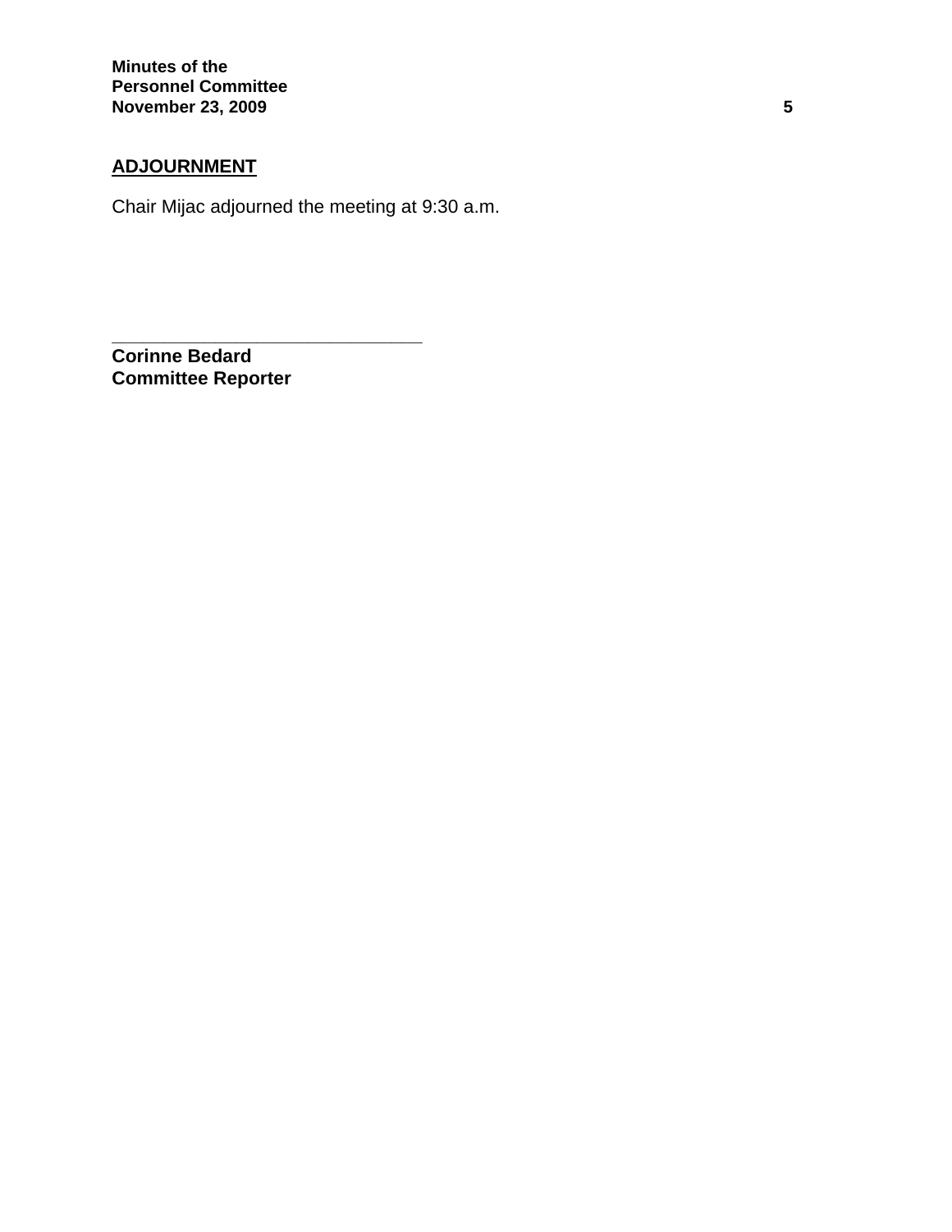## ADJOURNMENT

Chair Mijac adjourned the meeting at 9:30 a.m.

_______________________________

**Corinne Bedard**
**Committee Reporter**